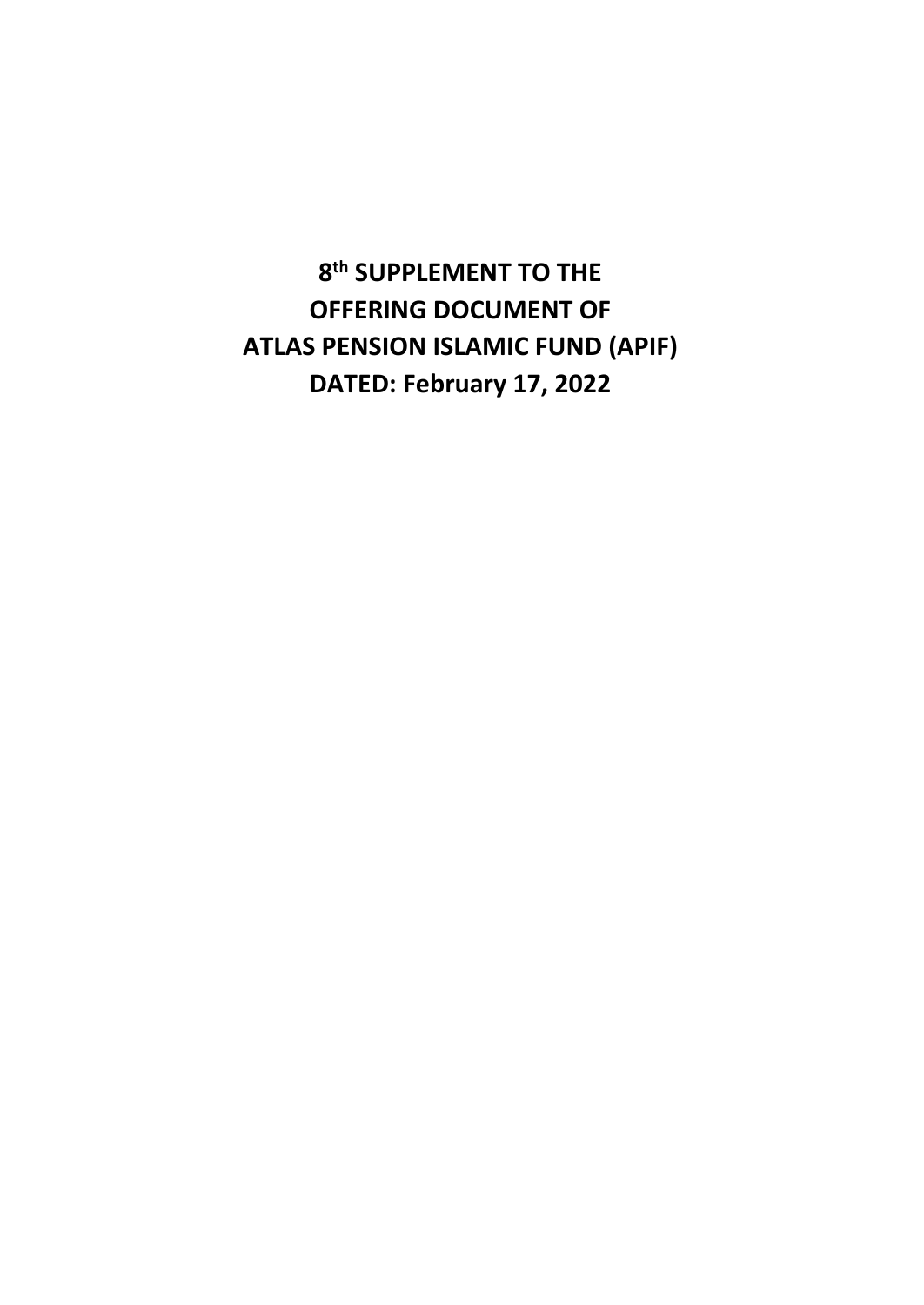# 8th SUPPLEMENT TO THE OFFERING DOCUMENT OF ATLAS PENSION ISLAMIC FUND (APIF) DATED: February 17, 2022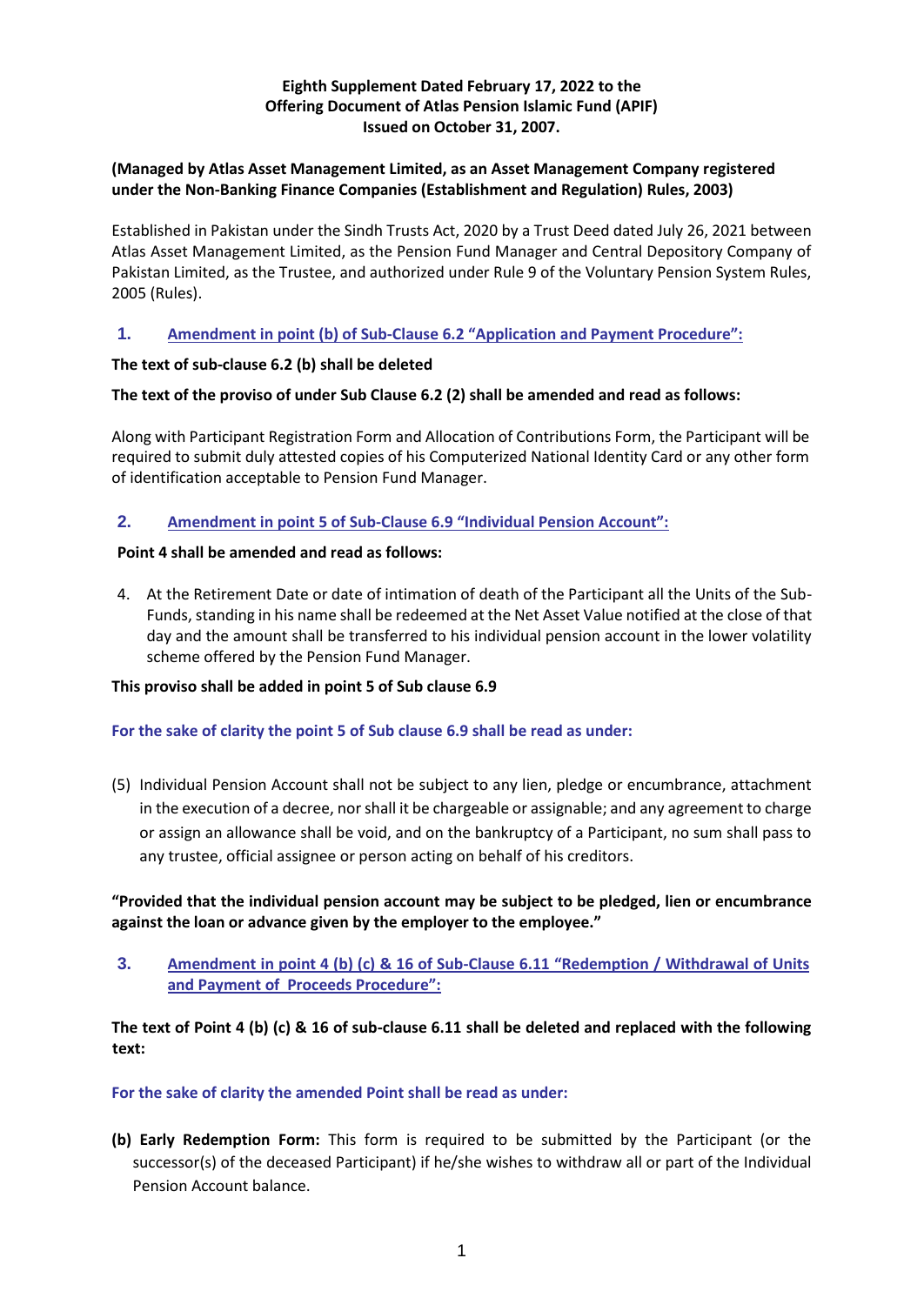**Eighth Supplement Dated February 17, 2022 to the Offering Document of Atlas Pension Islamic Fund (APIF) Issued on October 31, 2007.**

**(Managed by Atlas Asset Management Limited, as an Asset Management Company registered under the Non-Banking Finance Companies (Establishment and Regulation) Rules, 2003)**

Established in Pakistan under the Sindh Trusts Act, 2020 by a Trust Deed dated July 26, 2021 between Atlas Asset Management Limited, as the Pension Fund Manager and Central Depository Company of Pakistan Limited, as the Trustee, and authorized under Rule 9 of the Voluntary Pension System Rules, 2005 (Rules).

## 1. Amendment in point (b) of Sub-Clause 6.2 "Application and Payment Procedure":

**The text of sub-clause 6.2 (b) shall be deleted**

**The text of the proviso of under Sub Clause 6.2 (2) shall be amended and read as follows:**

Along with Participant Registration Form and Allocation of Contributions Form, the Participant will be required to submit duly attested copies of his Computerized National Identity Card or any other form of identification acceptable to Pension Fund Manager.

## 2. Amendment in point 5 of Sub-Clause 6.9 "Individual Pension Account":

**Point 4 shall be amended and read as follows:**

4. At the Retirement Date or date of intimation of death of the Participant all the Units of the Sub-Funds, standing in his name shall be redeemed at the Net Asset Value notified at the close of that day and the amount shall be transferred to his individual pension account in the lower volatility scheme offered by the Pension Fund Manager.

**This proviso shall be added in point 5 of Sub clause 6.9**

**For the sake of clarity the point 5 of Sub clause 6.9 shall be read as under:**

(5) Individual Pension Account shall not be subject to any lien, pledge or encumbrance, attachment in the execution of a decree, nor shall it be chargeable or assignable; and any agreement to charge or assign an allowance shall be void, and on the bankruptcy of a Participant, no sum shall pass to any trustee, official assignee or person acting on behalf of his creditors.

**"Provided that the individual pension account may be subject to be pledged, lien or encumbrance against the loan or advance given by the employer to the employee."**

## 3. Amendment in point 4 (b) (c) & 16 of Sub-Clause 6.11 "Redemption / Withdrawal of Units and Payment of Proceeds Procedure":

**The text of Point 4 (b) (c) & 16 of sub-clause 6.11 shall be deleted and replaced with the following text:**

**For the sake of clarity the amended Point shall be read as under:**

**(b) Early Redemption Form:** This form is required to be submitted by the Participant (or the successor(s) of the deceased Participant) if he/she wishes to withdraw all or part of the Individual Pension Account balance.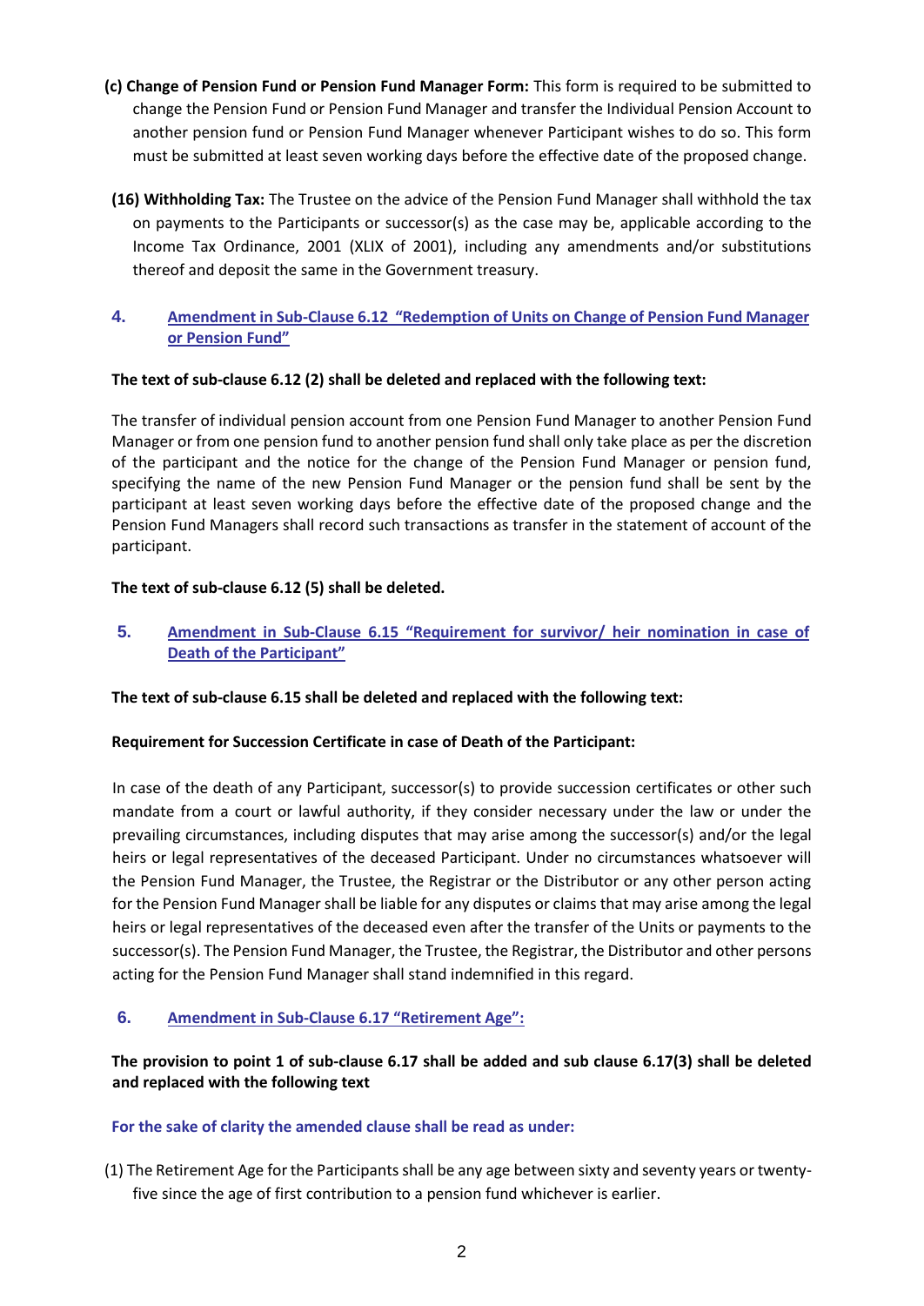**(c) Change of Pension Fund or Pension Fund Manager Form:** This form is required to be submitted to change the Pension Fund or Pension Fund Manager and transfer the Individual Pension Account to another pension fund or Pension Fund Manager whenever Participant wishes to do so. This form must be submitted at least seven working days before the effective date of the proposed change.

**(16) Withholding Tax:** The Trustee on the advice of the Pension Fund Manager shall withhold the tax on payments to the Participants or successor(s) as the case may be, applicable according to the Income Tax Ordinance, 2001 (XLIX of 2001), including any amendments and/or substitutions thereof and deposit the same in the Government treasury.

## 4. Amendment in Sub-Clause 6.12 "Redemption of Units on Change of Pension Fund Manager or Pension Fund"

**The text of sub-clause 6.12 (2) shall be deleted and replaced with the following text:**

The transfer of individual pension account from one Pension Fund Manager to another Pension Fund Manager or from one pension fund to another pension fund shall only take place as per the discretion of the participant and the notice for the change of the Pension Fund Manager or pension fund, specifying the name of the new Pension Fund Manager or the pension fund shall be sent by the participant at least seven working days before the effective date of the proposed change and the Pension Fund Managers shall record such transactions as transfer in the statement of account of the participant.

**The text of sub-clause 6.12 (5) shall be deleted.**

## 5. Amendment in Sub-Clause 6.15 "Requirement for survivor/ heir nomination in case of Death of the Participant"

**The text of sub-clause 6.15 shall be deleted and replaced with the following text:**

**Requirement for Succession Certificate in case of Death of the Participant:**

In case of the death of any Participant, successor(s) to provide succession certificates or other such mandate from a court or lawful authority, if they consider necessary under the law or under the prevailing circumstances, including disputes that may arise among the successor(s) and/or the legal heirs or legal representatives of the deceased Participant. Under no circumstances whatsoever will the Pension Fund Manager, the Trustee, the Registrar or the Distributor or any other person acting for the Pension Fund Manager shall be liable for any disputes or claims that may arise among the legal heirs or legal representatives of the deceased even after the transfer of the Units or payments to the successor(s). The Pension Fund Manager, the Trustee, the Registrar, the Distributor and other persons acting for the Pension Fund Manager shall stand indemnified in this regard.

## 6. Amendment in Sub-Clause 6.17 "Retirement Age":

**The provision to point 1 of sub-clause 6.17 shall be added and sub clause 6.17(3) shall be deleted and replaced with the following text**

**For the sake of clarity the amended clause shall be read as under:**

(1) The Retirement Age for the Participants shall be any age between sixty and seventy years or twenty-five since the age of first contribution to a pension fund whichever is earlier.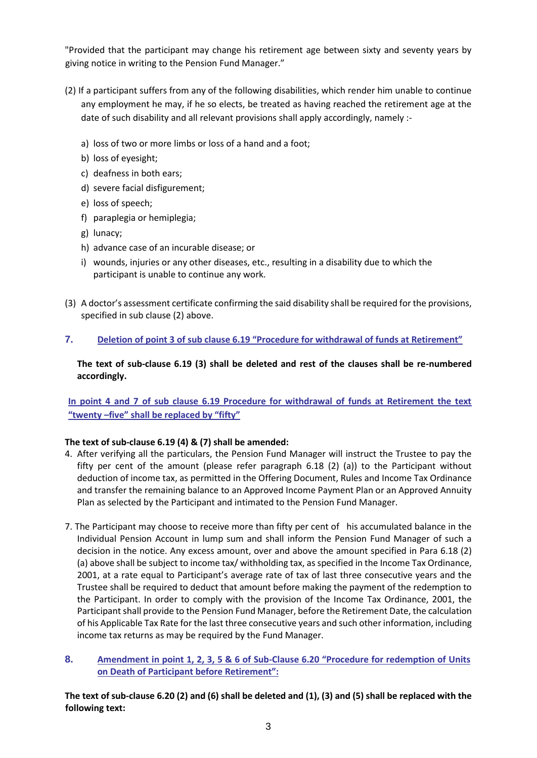"Provided that the participant may change his retirement age between sixty and seventy years by giving notice in writing to the Pension Fund Manager."

(2) If a participant suffers from any of the following disabilities, which render him unable to continue any employment he may, if he so elects, be treated as having reached the retirement age at the date of such disability and all relevant provisions shall apply accordingly, namely :-

a) loss of two or more limbs or loss of a hand and a foot;
b) loss of eyesight;
c) deafness in both ears;
d) severe facial disfigurement;
e) loss of speech;
f) paraplegia or hemiplegia;
g) lunacy;
h) advance case of an incurable disease; or
i) wounds, injuries or any other diseases, etc., resulting in a disability due to which the participant is unable to continue any work.

(3) A doctor's assessment certificate confirming the said disability shall be required for the provisions, specified in sub clause (2) above.

## 7. Deletion of point 3 of sub clause 6.19 "Procedure for withdrawal of funds at Retirement"

**The text of sub-clause 6.19 (3) shall be deleted and rest of the clauses shall be re-numbered accordingly.**

**In point 4 and 7 of sub clause 6.19 Procedure for withdrawal of funds at Retirement the text "twenty –five" shall be replaced by "fifty"**

**The text of sub-clause 6.19 (4) & (7) shall be amended:**

4. After verifying all the particulars, the Pension Fund Manager will instruct the Trustee to pay the fifty per cent of the amount (please refer paragraph 6.18 (2) (a)) to the Participant without deduction of income tax, as permitted in the Offering Document, Rules and Income Tax Ordinance and transfer the remaining balance to an Approved Income Payment Plan or an Approved Annuity Plan as selected by the Participant and intimated to the Pension Fund Manager.

7. The Participant may choose to receive more than fifty per cent of his accumulated balance in the Individual Pension Account in lump sum and shall inform the Pension Fund Manager of such a decision in the notice. Any excess amount, over and above the amount specified in Para 6.18 (2) (a) above shall be subject to income tax/ withholding tax, as specified in the Income Tax Ordinance, 2001, at a rate equal to Participant's average rate of tax of last three consecutive years and the Trustee shall be required to deduct that amount before making the payment of the redemption to the Participant. In order to comply with the provision of the Income Tax Ordinance, 2001, the Participant shall provide to the Pension Fund Manager, before the Retirement Date, the calculation of his Applicable Tax Rate for the last three consecutive years and such other information, including income tax returns as may be required by the Fund Manager.

## 8. Amendment in point 1, 2, 3, 5 & 6 of Sub-Clause 6.20 "Procedure for redemption of Units on Death of Participant before Retirement":

**The text of sub-clause 6.20 (2) and (6) shall be deleted and (1), (3) and (5) shall be replaced with the following text:**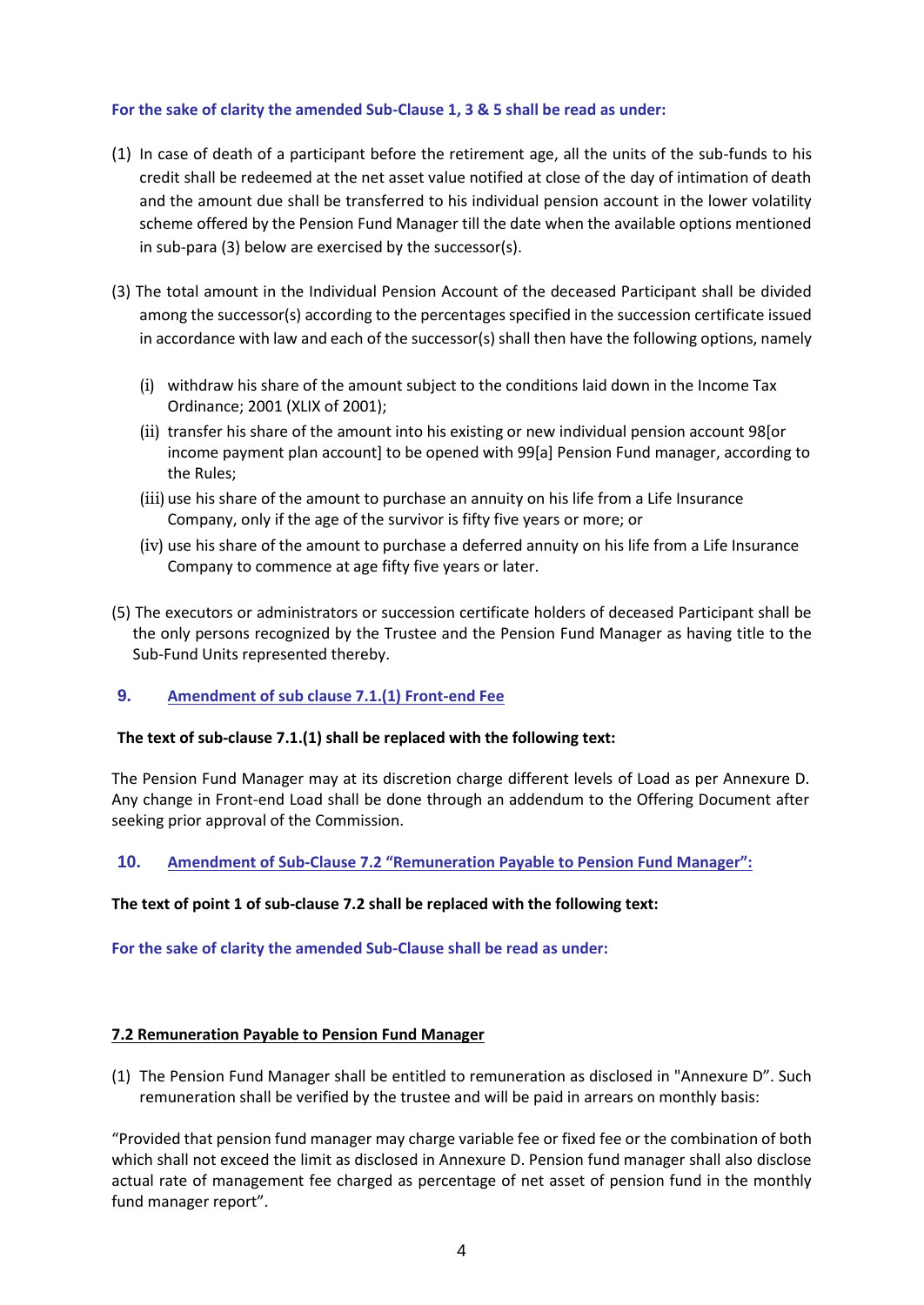**For the sake of clarity the amended Sub-Clause 1, 3 & 5 shall be read as under:**

(1) In case of death of a participant before the retirement age, all the units of the sub-funds to his credit shall be redeemed at the net asset value notified at close of the day of intimation of death and the amount due shall be transferred to his individual pension account in the lower volatility scheme offered by the Pension Fund Manager till the date when the available options mentioned in sub-para (3) below are exercised by the successor(s).

(3) The total amount in the Individual Pension Account of the deceased Participant shall be divided among the successor(s) according to the percentages specified in the succession certificate issued in accordance with law and each of the successor(s) shall then have the following options, namely

   (i) withdraw his share of the amount subject to the conditions laid down in the Income Tax Ordinance; 2001 (XLIX of 2001);
   (ii) transfer his share of the amount into his existing or new individual pension account 98[or income payment plan account] to be opened with 99[a] Pension Fund manager, according to the Rules;
   (iii) use his share of the amount to purchase an annuity on his life from a Life Insurance Company, only if the age of the survivor is fifty five years or more; or
   (iv) use his share of the amount to purchase a deferred annuity on his life from a Life Insurance Company to commence at age fifty five years or later.

(5) The executors or administrators or succession certificate holders of deceased Participant shall be the only persons recognized by the Trustee and the Pension Fund Manager as having title to the Sub-Fund Units represented thereby.

## 9. Amendment of sub clause 7.1.(1) Front-end Fee

**The text of sub-clause 7.1.(1) shall be replaced with the following text:**

The Pension Fund Manager may at its discretion charge different levels of Load as per Annexure D. Any change in Front-end Load shall be done through an addendum to the Offering Document after seeking prior approval of the Commission.

## 10. Amendment of Sub-Clause 7.2 "Remuneration Payable to Pension Fund Manager":

**The text of point 1 of sub-clause 7.2 shall be replaced with the following text:**

**For the sake of clarity the amended Sub-Clause shall be read as under:**

**7.2 Remuneration Payable to Pension Fund Manager**

(1) The Pension Fund Manager shall be entitled to remuneration as disclosed in "Annexure D". Such remuneration shall be verified by the trustee and will be paid in arrears on monthly basis:

"Provided that pension fund manager may charge variable fee or fixed fee or the combination of both which shall not exceed the limit as disclosed in Annexure D. Pension fund manager shall also disclose actual rate of management fee charged as percentage of net asset of pension fund in the monthly fund manager report".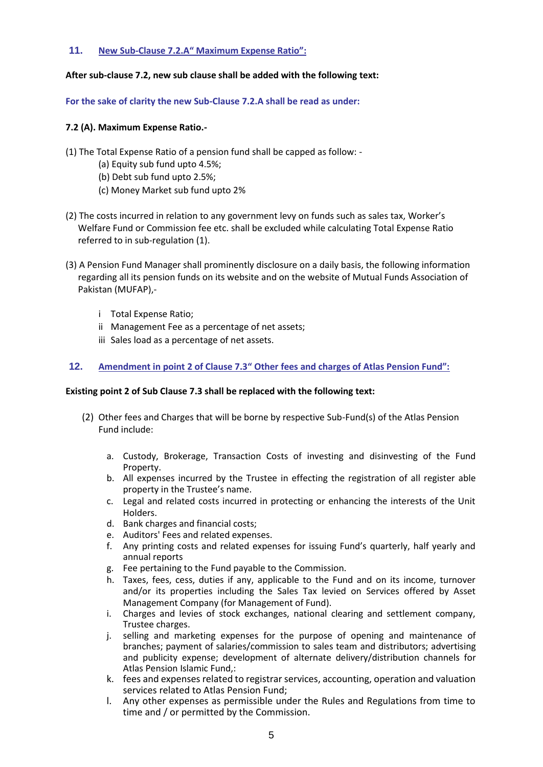## 11. New Sub-Clause 7.2.A“ Maximum Expense Ratio”:

**After sub-clause 7.2, new sub clause shall be added with the following text:**

**For the sake of clarity the new Sub-Clause 7.2.A shall be read as under:**

**7.2 (A). Maximum Expense Ratio.-**

(1) The Total Expense Ratio of a pension fund shall be capped as follow: -

(a) Equity sub fund upto 4.5%;

(b) Debt sub fund upto 2.5%;

(c) Money Market sub fund upto 2%

(2) The costs incurred in relation to any government levy on funds such as sales tax, Worker’s Welfare Fund or Commission fee etc. shall be excluded while calculating Total Expense Ratio referred to in sub-regulation (1).

(3) A Pension Fund Manager shall prominently disclosure on a daily basis, the following information regarding all its pension funds on its website and on the website of Mutual Funds Association of Pakistan (MUFAP),-

i Total Expense Ratio;

ii Management Fee as a percentage of net assets;

iii Sales load as a percentage of net assets.

## 12. Amendment in point 2 of Clause 7.3“ Other fees and charges of Atlas Pension Fund”:

**Existing point 2 of Sub Clause 7.3 shall be replaced with the following text:**

(2) Other fees and Charges that will be borne by respective Sub-Fund(s) of the Atlas Pension Fund include:

a. Custody, Brokerage, Transaction Costs of investing and disinvesting of the Fund Property.
b. All expenses incurred by the Trustee in effecting the registration of all register able property in the Trustee’s name.
c. Legal and related costs incurred in protecting or enhancing the interests of the Unit Holders.
d. Bank charges and financial costs;
e. Auditors' Fees and related expenses.
f. Any printing costs and related expenses for issuing Fund’s quarterly, half yearly and annual reports
g. Fee pertaining to the Fund payable to the Commission.
h. Taxes, fees, cess, duties if any, applicable to the Fund and on its income, turnover and/or its properties including the Sales Tax levied on Services offered by Asset Management Company (for Management of Fund).
i. Charges and levies of stock exchanges, national clearing and settlement company, Trustee charges.
j. selling and marketing expenses for the purpose of opening and maintenance of branches; payment of salaries/commission to sales team and distributors; advertising and publicity expense; development of alternate delivery/distribution channels for Atlas Pension Islamic Fund,:
k. fees and expenses related to registrar services, accounting, operation and valuation services related to Atlas Pension Fund;
l. Any other expenses as permissible under the Rules and Regulations from time to time and / or permitted by the Commission.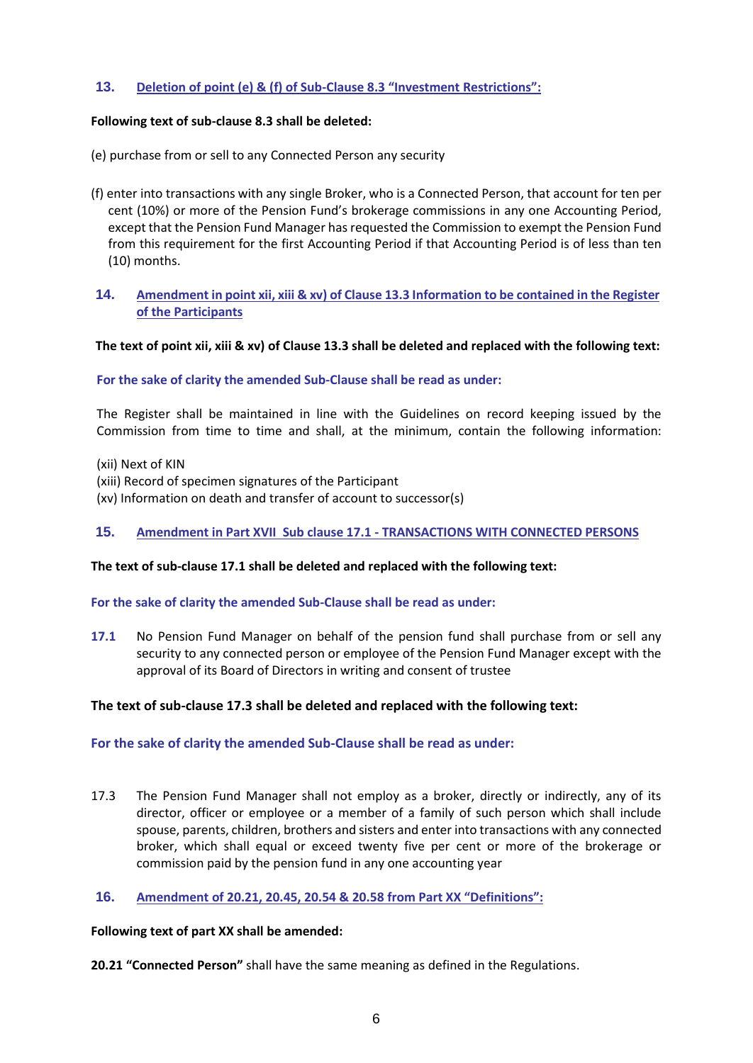## 13. Deletion of point (e) & (f) of Sub-Clause 8.3 "Investment Restrictions":

**Following text of sub-clause 8.3 shall be deleted:**

(e) purchase from or sell to any Connected Person any security

(f) enter into transactions with any single Broker, who is a Connected Person, that account for ten per cent (10%) or more of the Pension Fund's brokerage commissions in any one Accounting Period, except that the Pension Fund Manager has requested the Commission to exempt the Pension Fund from this requirement for the first Accounting Period if that Accounting Period is of less than ten (10) months.

## 14. Amendment in point xii, xiii & xv) of Clause 13.3 Information to be contained in the Register of the Participants

**The text of point xii, xiii & xv) of Clause 13.3 shall be deleted and replaced with the following text:**

**For the sake of clarity the amended Sub-Clause shall be read as under:**

The Register shall be maintained in line with the Guidelines on record keeping issued by the Commission from time to time and shall, at the minimum, contain the following information:

(xii) Next of KIN
(xiii) Record of specimen signatures of the Participant
(xv) Information on death and transfer of account to successor(s)

## 15. Amendment in Part XVII Sub clause 17.1 - TRANSACTIONS WITH CONNECTED PERSONS

**The text of sub-clause 17.1 shall be deleted and replaced with the following text:**

**For the sake of clarity the amended Sub-Clause shall be read as under:**

**17.1** No Pension Fund Manager on behalf of the pension fund shall purchase from or sell any security to any connected person or employee of the Pension Fund Manager except with the approval of its Board of Directors in writing and consent of trustee

**The text of sub-clause 17.3 shall be deleted and replaced with the following text:**

**For the sake of clarity the amended Sub-Clause shall be read as under:**

17.3 The Pension Fund Manager shall not employ as a broker, directly or indirectly, any of its director, officer or employee or a member of a family of such person which shall include spouse, parents, children, brothers and sisters and enter into transactions with any connected broker, which shall equal or exceed twenty five per cent or more of the brokerage or commission paid by the pension fund in any one accounting year

## 16. Amendment of 20.21, 20.45, 20.54 & 20.58 from Part XX "Definitions":

**Following text of part XX shall be amended:**

**20.21 "Connected Person"** shall have the same meaning as defined in the Regulations.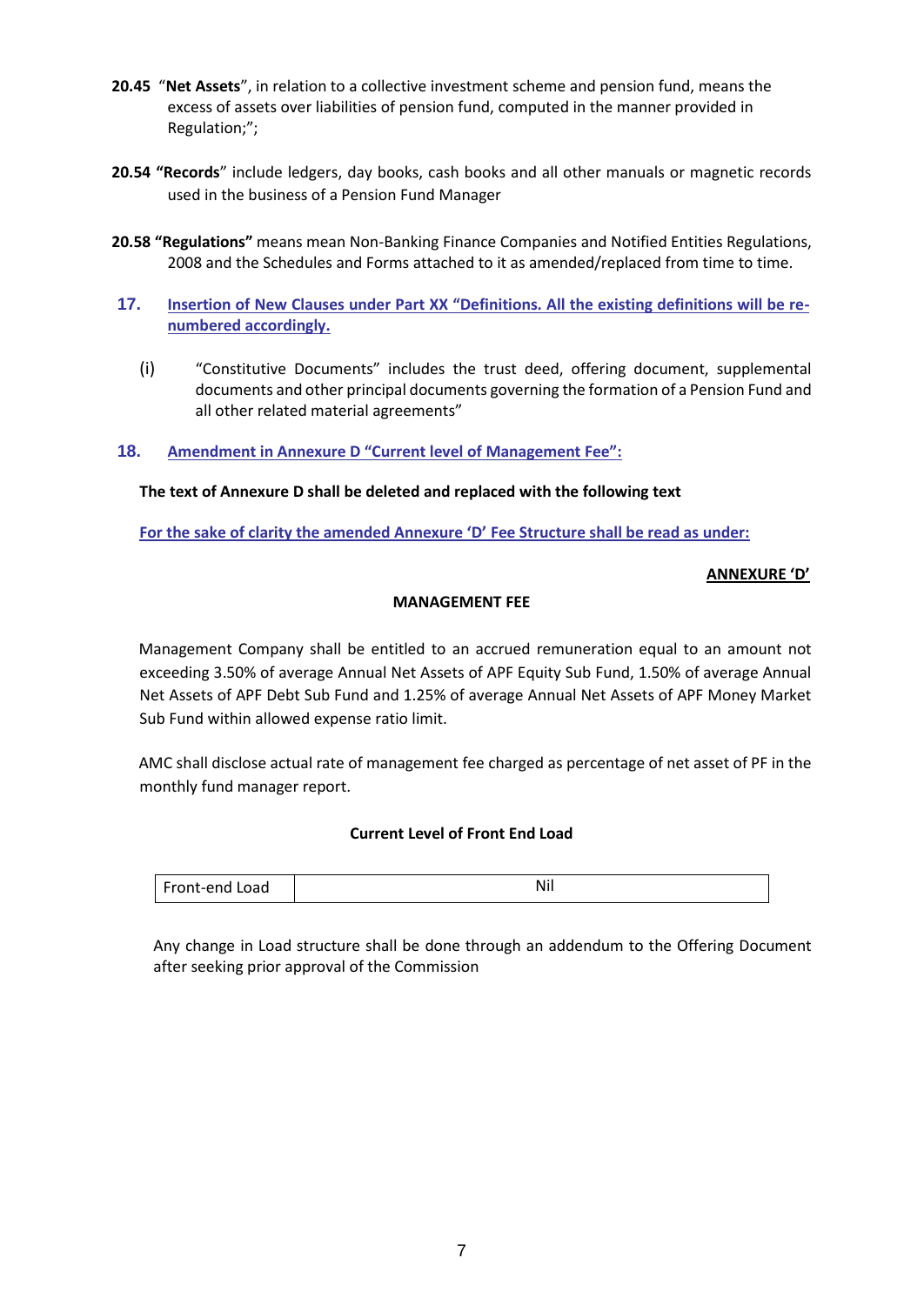**20.45** "**Net Assets**", in relation to a collective investment scheme and pension fund, means the excess of assets over liabilities of pension fund, computed in the manner provided in Regulation;";

**20.54 "Records**" include ledgers, day books, cash books and all other manuals or magnetic records used in the business of a Pension Fund Manager

**20.58 "Regulations"** means mean Non-Banking Finance Companies and Notified Entities Regulations, 2008 and the Schedules and Forms attached to it as amended/replaced from time to time.

**17. Insertion of New Clauses under Part XX "Definitions. All the existing definitions will be re-numbered accordingly.**

(i) "Constitutive Documents" includes the trust deed, offering document, supplemental documents and other principal documents governing the formation of a Pension Fund and all other related material agreements"

**18. Amendment in Annexure D "Current level of Management Fee":**

**The text of Annexure D shall be deleted and replaced with the following text**

For the sake of clarity the amended Annexure 'D' Fee Structure shall be read as under:

**ANNEXURE 'D'**

**MANAGEMENT FEE**

Management Company shall be entitled to an accrued remuneration equal to an amount not exceeding 3.50% of average Annual Net Assets of APF Equity Sub Fund, 1.50% of average Annual Net Assets of APF Debt Sub Fund and 1.25% of average Annual Net Assets of APF Money Market Sub Fund within allowed expense ratio limit.

AMC shall disclose actual rate of management fee charged as percentage of net asset of PF in the monthly fund manager report.

**Current Level of Front End Load**

| | |
|---|---|
| Front-end Load | Nil |

Any change in Load structure shall be done through an addendum to the Offering Document after seeking prior approval of the Commission